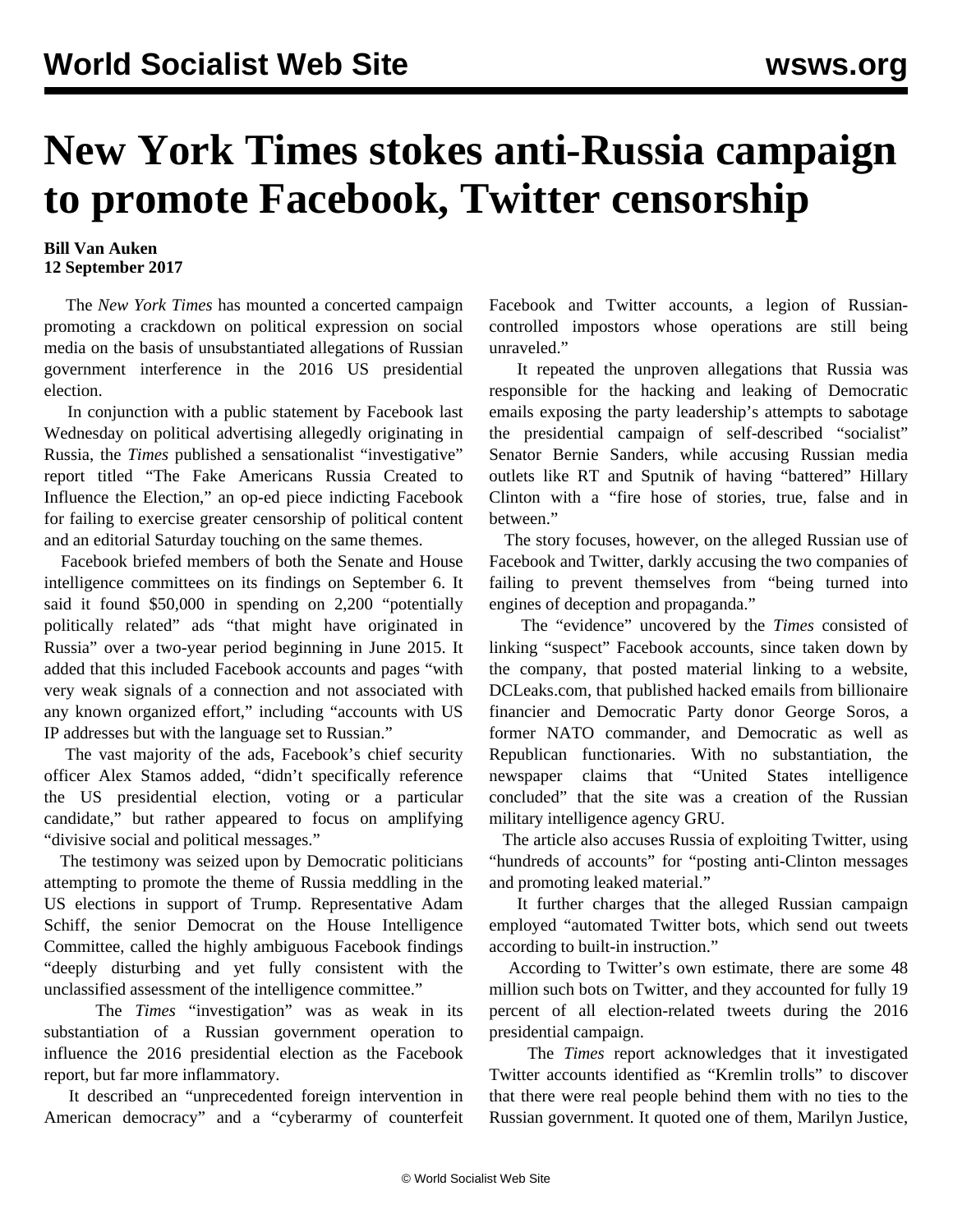# New York Times stokes anti-Russia campaign to promote Facebook, Twitter censorship

**Bill Van Auken**
**12 September 2017**

The *New York Times* has mounted a concerted campaign promoting a crackdown on political expression on social media on the basis of unsubstantiated allegations of Russian government interference in the 2016 US presidential election.

In conjunction with a public statement by Facebook last Wednesday on political advertising allegedly originating in Russia, the *Times* published a sensationalist "investigative" report titled "The Fake Americans Russia Created to Influence the Election," an op-ed piece indicting Facebook for failing to exercise greater censorship of political content and an editorial Saturday touching on the same themes.

Facebook briefed members of both the Senate and House intelligence committees on its findings on September 6. It said it found $50,000 in spending on 2,200 "potentially politically related" ads "that might have originated in Russia" over a two-year period beginning in June 2015. It added that this included Facebook accounts and pages "with very weak signals of a connection and not associated with any known organized effort," including "accounts with US IP addresses but with the language set to Russian."

The vast majority of the ads, Facebook's chief security officer Alex Stamos added, "didn't specifically reference the US presidential election, voting or a particular candidate," but rather appeared to focus on amplifying "divisive social and political messages."

The testimony was seized upon by Democratic politicians attempting to promote the theme of Russia meddling in the US elections in support of Trump. Representative Adam Schiff, the senior Democrat on the House Intelligence Committee, called the highly ambiguous Facebook findings "deeply disturbing and yet fully consistent with the unclassified assessment of the intelligence committee."

The *Times* "investigation" was as weak in its substantiation of a Russian government operation to influence the 2016 presidential election as the Facebook report, but far more inflammatory.

It described an "unprecedented foreign intervention in American democracy" and a "cyberarmy of counterfeit Facebook and Twitter accounts, a legion of Russian-controlled impostors whose operations are still being unraveled."

It repeated the unproven allegations that Russia was responsible for the hacking and leaking of Democratic emails exposing the party leadership's attempts to sabotage the presidential campaign of self-described "socialist" Senator Bernie Sanders, while accusing Russian media outlets like RT and Sputnik of having "battered" Hillary Clinton with a "fire hose of stories, true, false and in between."

The story focuses, however, on the alleged Russian use of Facebook and Twitter, darkly accusing the two companies of failing to prevent themselves from "being turned into engines of deception and propaganda."

The "evidence" uncovered by the *Times* consisted of linking "suspect" Facebook accounts, since taken down by the company, that posted material linking to a website, DCLeaks.com, that published hacked emails from billionaire financier and Democratic Party donor George Soros, a former NATO commander, and Democratic as well as Republican functionaries. With no substantiation, the newspaper claims that "United States intelligence concluded" that the site was a creation of the Russian military intelligence agency GRU.

The article also accuses Russia of exploiting Twitter, using "hundreds of accounts" for "posting anti-Clinton messages and promoting leaked material."

It further charges that the alleged Russian campaign employed "automated Twitter bots, which send out tweets according to built-in instruction."

According to Twitter's own estimate, there are some 48 million such bots on Twitter, and they accounted for fully 19 percent of all election-related tweets during the 2016 presidential campaign.

The *Times* report acknowledges that it investigated Twitter accounts identified as "Kremlin trolls" to discover that there were real people behind them with no ties to the Russian government. It quoted one of them, Marilyn Justice,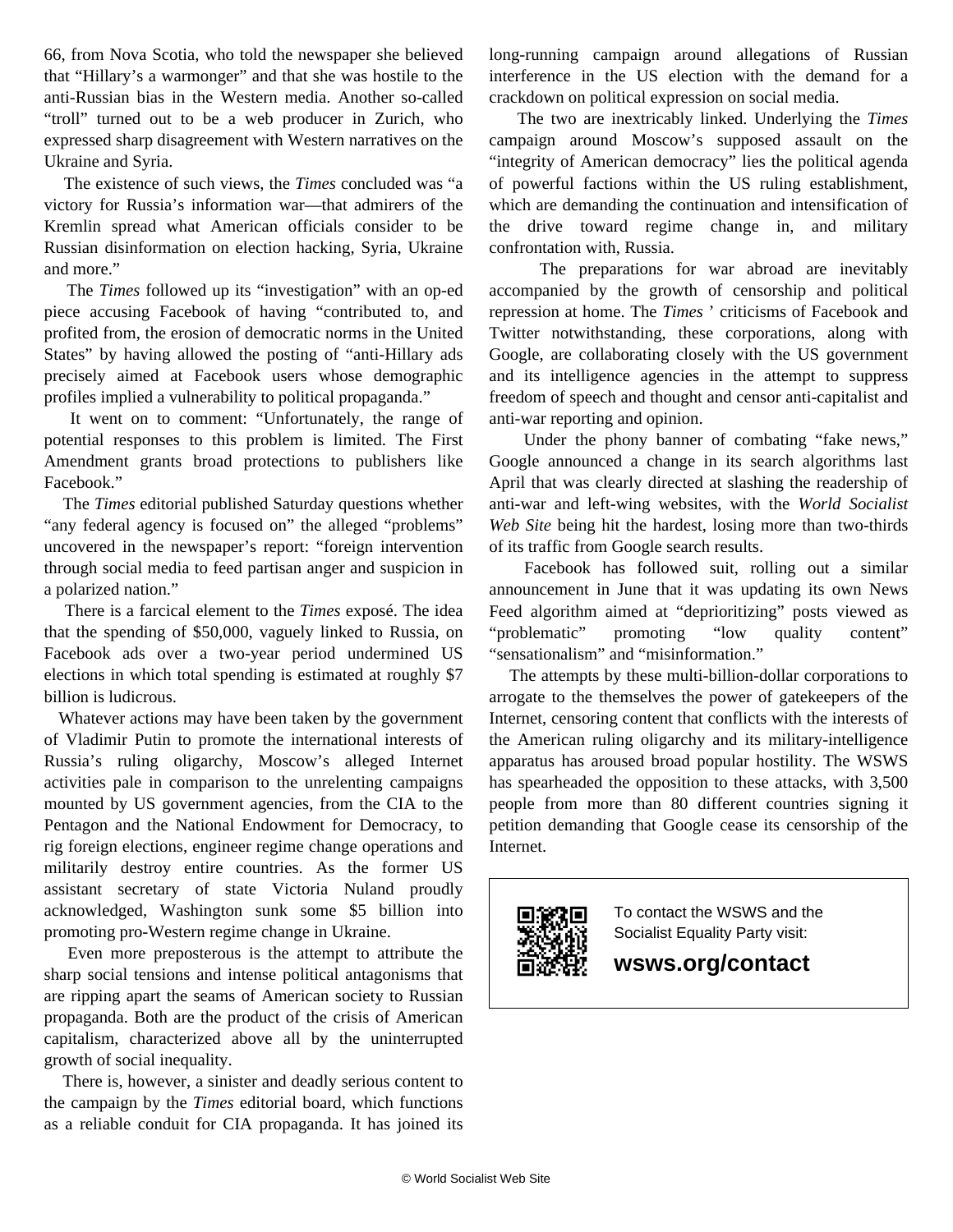66, from Nova Scotia, who told the newspaper she believed that "Hillary's a warmonger" and that she was hostile to the anti-Russian bias in the Western media. Another so-called "troll" turned out to be a web producer in Zurich, who expressed sharp disagreement with Western narratives on the Ukraine and Syria.

The existence of such views, the *Times* concluded was "a victory for Russia's information war—that admirers of the Kremlin spread what American officials consider to be Russian disinformation on election hacking, Syria, Ukraine and more."

The *Times* followed up its "investigation" with an op-ed piece accusing Facebook of having "contributed to, and profited from, the erosion of democratic norms in the United States" by having allowed the posting of "anti-Hillary ads precisely aimed at Facebook users whose demographic profiles implied a vulnerability to political propaganda."

It went on to comment: "Unfortunately, the range of potential responses to this problem is limited. The First Amendment grants broad protections to publishers like Facebook."

The *Times* editorial published Saturday questions whether "any federal agency is focused on" the alleged "problems" uncovered in the newspaper's report: "foreign intervention through social media to feed partisan anger and suspicion in a polarized nation."

There is a farcical element to the *Times* exposé. The idea that the spending of $50,000, vaguely linked to Russia, on Facebook ads over a two-year period undermined US elections in which total spending is estimated at roughly $7 billion is ludicrous.

Whatever actions may have been taken by the government of Vladimir Putin to promote the international interests of Russia's ruling oligarchy, Moscow's alleged Internet activities pale in comparison to the unrelenting campaigns mounted by US government agencies, from the CIA to the Pentagon and the National Endowment for Democracy, to rig foreign elections, engineer regime change operations and militarily destroy entire countries. As the former US assistant secretary of state Victoria Nuland proudly acknowledged, Washington sunk some $5 billion into promoting pro-Western regime change in Ukraine.

Even more preposterous is the attempt to attribute the sharp social tensions and intense political antagonisms that are ripping apart the seams of American society to Russian propaganda. Both are the product of the crisis of American capitalism, characterized above all by the uninterrupted growth of social inequality.

There is, however, a sinister and deadly serious content to the campaign by the *Times* editorial board, which functions as a reliable conduit for CIA propaganda. It has joined its long-running campaign around allegations of Russian interference in the US election with the demand for a crackdown on political expression on social media.

The two are inextricably linked. Underlying the *Times* campaign around Moscow's supposed assault on the "integrity of American democracy" lies the political agenda of powerful factions within the US ruling establishment, which are demanding the continuation and intensification of the drive toward regime change in, and military confrontation with, Russia.

The preparations for war abroad are inevitably accompanied by the growth of censorship and political repression at home. The *Times* ' criticisms of Facebook and Twitter notwithstanding, these corporations, along with Google, are collaborating closely with the US government and its intelligence agencies in the attempt to suppress freedom of speech and thought and censor anti-capitalist and anti-war reporting and opinion.

Under the phony banner of combating "fake news," Google announced a change in its search algorithms last April that was clearly directed at slashing the readership of anti-war and left-wing websites, with the *World Socialist Web Site* being hit the hardest, losing more than two-thirds of its traffic from Google search results.

Facebook has followed suit, rolling out a similar announcement in June that it was updating its own News Feed algorithm aimed at "deprioritizing" posts viewed as "problematic" promoting "low quality content" "sensationalism" and "misinformation."

The attempts by these multi-billion-dollar corporations to arrogate to the themselves the power of gatekeepers of the Internet, censoring content that conflicts with the interests of the American ruling oligarchy and its military-intelligence apparatus has aroused broad popular hostility. The WSWS has spearheaded the opposition to these attacks, with 3,500 people from more than 80 different countries signing it petition demanding that Google cease its censorship of the Internet.

To contact the WSWS and the Socialist Equality Party visit:

**wsws.org/contact**